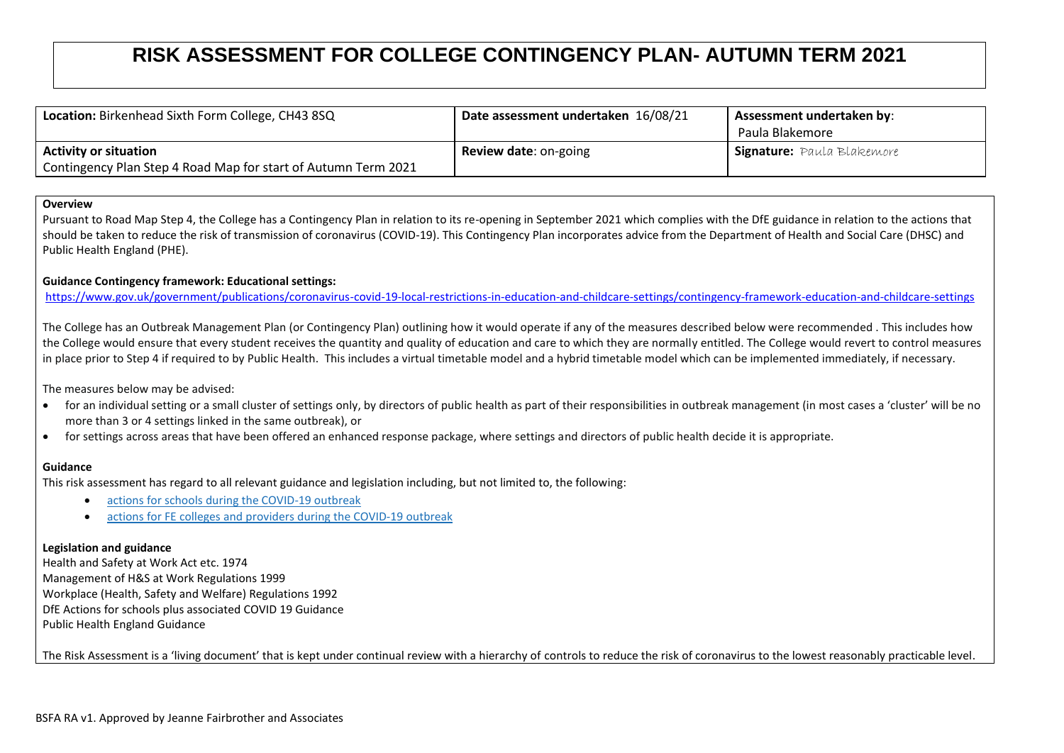# RISK ASSESSMENT FOR COLLEGE CONTINGENCY PLAN- AUTUMN TERM 2021

| **Location:** Birkenhead Sixth Form College, CH43 8SQ | **Date assessment undertaken** 16/08/21 | **Assessment undertaken by**: Paula Blakemore |
|---|---|---|
| **Activity or situation** Contingency Plan Step 4 Road Map for start of Autumn Term 2021 | **Review date**: on-going | **Signature:** Paula Blakemore |

**Overview**

Pursuant to Road Map Step 4, the College has a Contingency Plan in relation to its re-opening in September 2021 which complies with the DfE guidance in relation to the actions that should be taken to reduce the risk of transmission of coronavirus (COVID-19). This Contingency Plan incorporates advice from the Department of Health and Social Care (DHSC) and Public Health England (PHE).

**Guidance Contingency framework: Educational settings:**

https://www.gov.uk/government/publications/coronavirus-covid-19-local-restrictions-in-education-and-childcare-settings/contingency-framework-education-and-childcare-settings

The College has an Outbreak Management Plan (or Contingency Plan) outlining how it would operate if any of the measures described below were recommended . This includes how the College would ensure that every student receives the quantity and quality of education and care to which they are normally entitled. The College would revert to control measures in place prior to Step 4 if required to by Public Health. This includes a virtual timetable model and a hybrid timetable model which can be implemented immediately, if necessary.

The measures below may be advised:

- for an individual setting or a small cluster of settings only, by directors of public health as part of their responsibilities in outbreak management (in most cases a 'cluster' will be no more than 3 or 4 settings linked in the same outbreak), or
- for settings across areas that have been offered an enhanced response package, where settings and directors of public health decide it is appropriate.

**Guidance**

This risk assessment has regard to all relevant guidance and legislation including, but not limited to, the following:

- actions for schools during the COVID-19 outbreak
- actions for FE colleges and providers during the COVID-19 outbreak

**Legislation and guidance**

Health and Safety at Work Act etc. 1974
Management of H&S at Work Regulations 1999
Workplace (Health, Safety and Welfare) Regulations 1992
DfE Actions for schools plus associated COVID 19 Guidance
Public Health England Guidance

The Risk Assessment is a 'living document' that is kept under continual review with a hierarchy of controls to reduce the risk of coronavirus to the lowest reasonably practicable level.

BSFA RA v1. Approved by Jeanne Fairbrother and Associates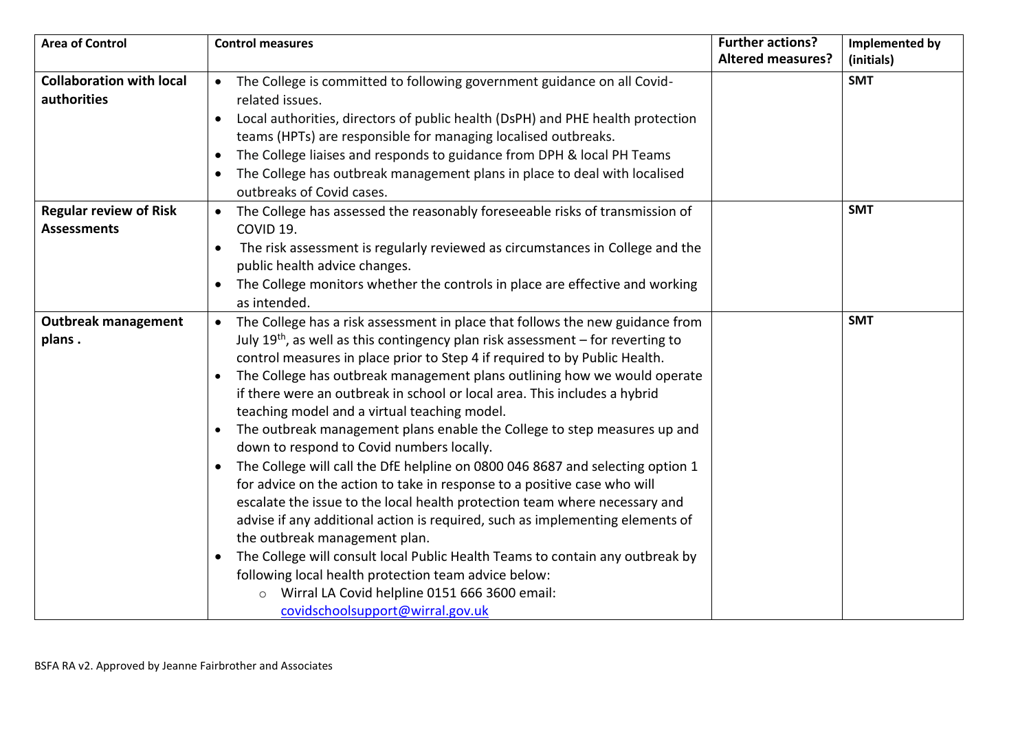| Area of Control | Control measures | Further actions? Altered measures? | Implemented by (initials) |
|---|---|---|---|
| **Collaboration with local authorities** | • The College is committed to following government guidance on all Covid-related issues.<br>• Local authorities, directors of public health (DsPH) and PHE health protection teams (HPTs) are responsible for managing localised outbreaks.<br>• The College liaises and responds to guidance from DPH & local PH Teams<br>• The College has outbreak management plans in place to deal with localised outbreaks of Covid cases. | | **SMT** |
| **Regular review of Risk Assessments** | • The College has assessed the reasonably foreseeable risks of transmission of COVID 19.<br>• The risk assessment is regularly reviewed as circumstances in College and the public health advice changes.<br>• The College monitors whether the controls in place are effective and working as intended. | | **SMT** |
| **Outbreak management plans .** | • The College has a risk assessment in place that follows the new guidance from July 19th, as well as this contingency plan risk assessment – for reverting to control measures in place prior to Step 4 if required to by Public Health.<br>• The College has outbreak management plans outlining how we would operate if there were an outbreak in school or local area. This includes a hybrid teaching model and a virtual teaching model.<br>• The outbreak management plans enable the College to step measures up and down to respond to Covid numbers locally.<br>• The College will call the DfE helpline on 0800 046 8687 and selecting option 1 for advice on the action to take in response to a positive case who will escalate the issue to the local health protection team where necessary and advise if any additional action is required, such as implementing elements of the outbreak management plan.<br>• The College will consult local Public Health Teams to contain any outbreak by following local health protection team advice below:<br>  ○ Wirral LA Covid helpline 0151 666 3600 email: covidschoolsupport@wirral.gov.uk | | **SMT** |

BSFA RA v2. Approved by Jeanne Fairbrother and Associates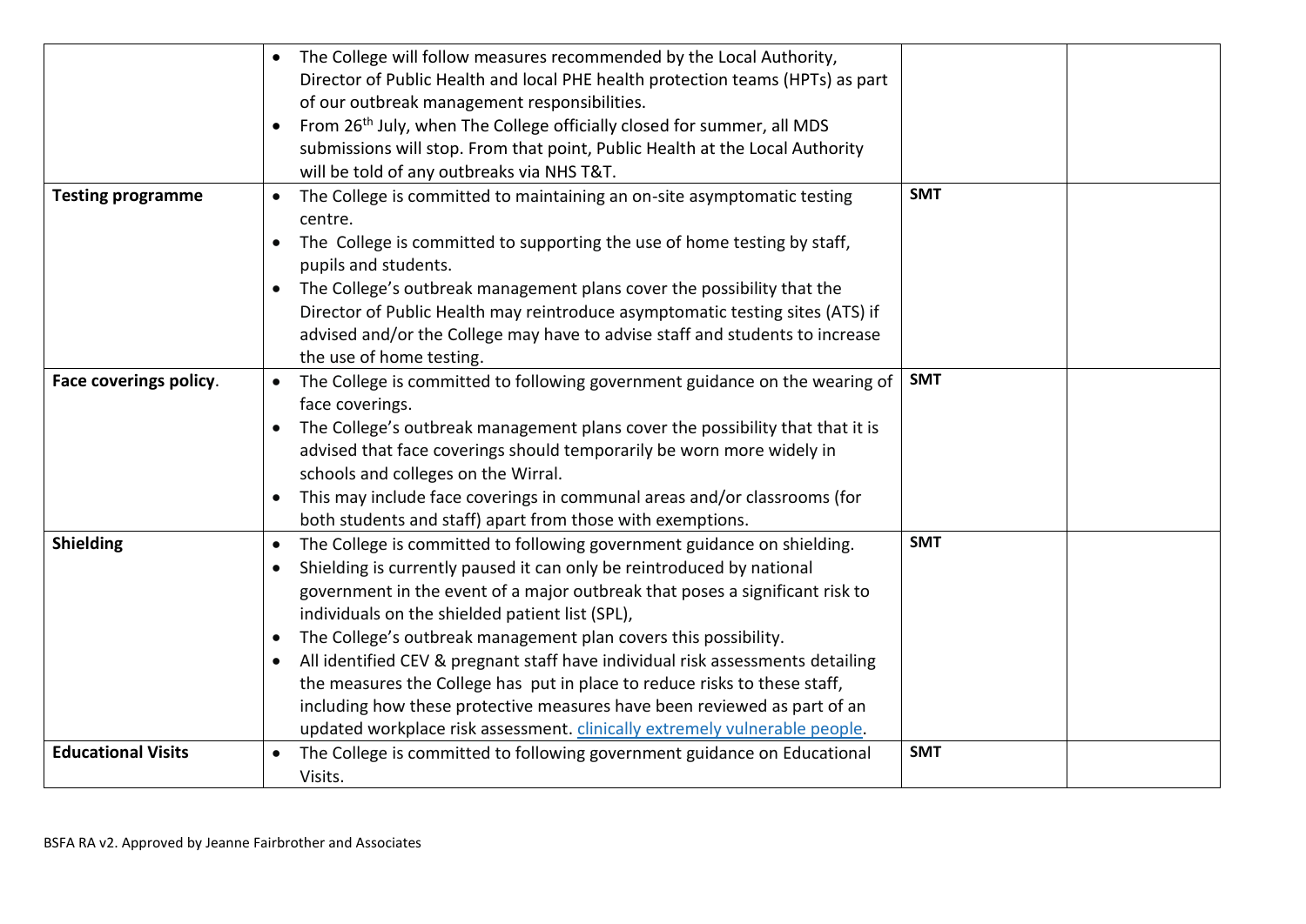| | | | |
|---|---|---|---|
| | • The College will follow measures recommended by the Local Authority, Director of Public Health and local PHE health protection teams (HPTs) as part of our outbreak management responsibilities.<br>• From 26th July, when The College officially closed for summer, all MDS submissions will stop. From that point, Public Health at the Local Authority will be told of any outbreaks via NHS T&T. | | |
| **Testing programme** | • The College is committed to maintaining an on-site asymptomatic testing centre.<br>• The College is committed to supporting the use of home testing by staff, pupils and students.<br>• The College's outbreak management plans cover the possibility that the Director of Public Health may reintroduce asymptomatic testing sites (ATS) if advised and/or the College may have to advise staff and students to increase the use of home testing. | **SMT** | |
| **Face coverings policy**. | • The College is committed to following government guidance on the wearing of face coverings.<br>• The College's outbreak management plans cover the possibility that that it is advised that face coverings should temporarily be worn more widely in schools and colleges on the Wirral.<br>• This may include face coverings in communal areas and/or classrooms (for both students and staff) apart from those with exemptions. | **SMT** | |
| **Shielding** | • The College is committed to following government guidance on shielding.<br>• Shielding is currently paused it can only be reintroduced by national government in the event of a major outbreak that poses a significant risk to individuals on the shielded patient list (SPL),<br>• The College's outbreak management plan covers this possibility.<br>• All identified CEV & pregnant staff have individual risk assessments detailing the measures the College has put in place to reduce risks to these staff, including how these protective measures have been reviewed as part of an updated workplace risk assessment. clinically extremely vulnerable people. | **SMT** | |
| **Educational Visits** | • The College is committed to following government guidance on Educational Visits. | **SMT** | |

BSFA RA v2. Approved by Jeanne Fairbrother and Associates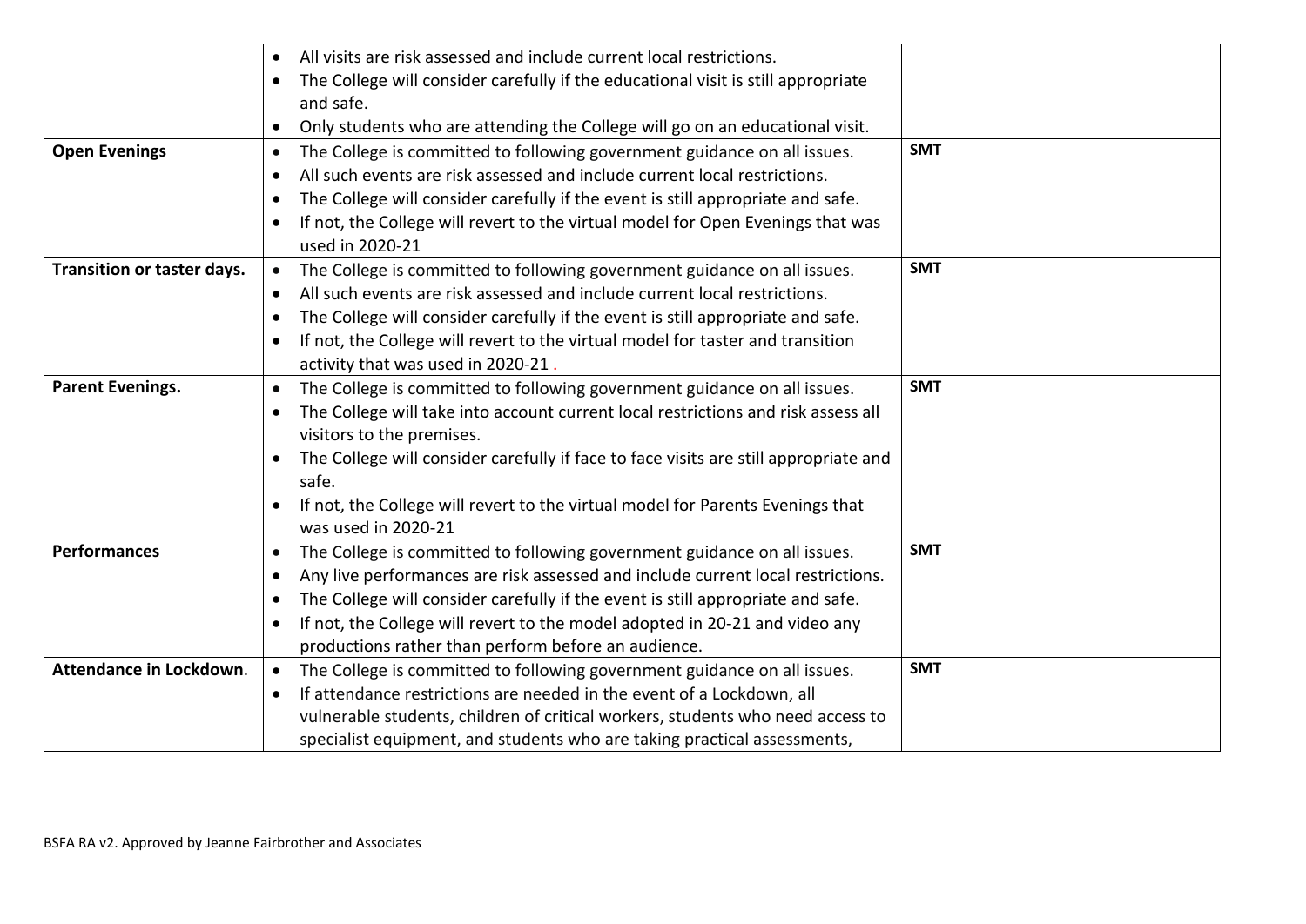| | | | |
|---|---|---|---|
| | • All visits are risk assessed and include current local restrictions.<br>• The College will consider carefully if the educational visit is still appropriate and safe.<br>• Only students who are attending the College will go on an educational visit. | | |
| **Open Evenings** | • The College is committed to following government guidance on all issues.<br>• All such events are risk assessed and include current local restrictions.<br>• The College will consider carefully if the event is still appropriate and safe.<br>• If not, the College will revert to the virtual model for Open Evenings that was used in 2020-21 | **SMT** | |
| **Transition or taster days.** | • The College is committed to following government guidance on all issues.<br>• All such events are risk assessed and include current local restrictions.<br>• The College will consider carefully if the event is still appropriate and safe.<br>• If not, the College will revert to the virtual model for taster and transition activity that was used in 2020-21 . | **SMT** | |
| **Parent Evenings.** | • The College is committed to following government guidance on all issues.<br>• The College will take into account current local restrictions and risk assess all visitors to the premises.<br>• The College will consider carefully if face to face visits are still appropriate and safe.<br>• If not, the College will revert to the virtual model for Parents Evenings that was used in 2020-21 | **SMT** | |
| **Performances** | • The College is committed to following government guidance on all issues.<br>• Any live performances are risk assessed and include current local restrictions.<br>• The College will consider carefully if the event is still appropriate and safe.<br>• If not, the College will revert to the model adopted in 20-21 and video any productions rather than perform before an audience. | **SMT** | |
| **Attendance in Lockdown.** | • The College is committed to following government guidance on all issues.<br>• If attendance restrictions are needed in the event of a Lockdown, all vulnerable students, children of critical workers, students who need access to specialist equipment, and students who are taking practical assessments, | **SMT** | |

BSFA RA v2. Approved by Jeanne Fairbrother and Associates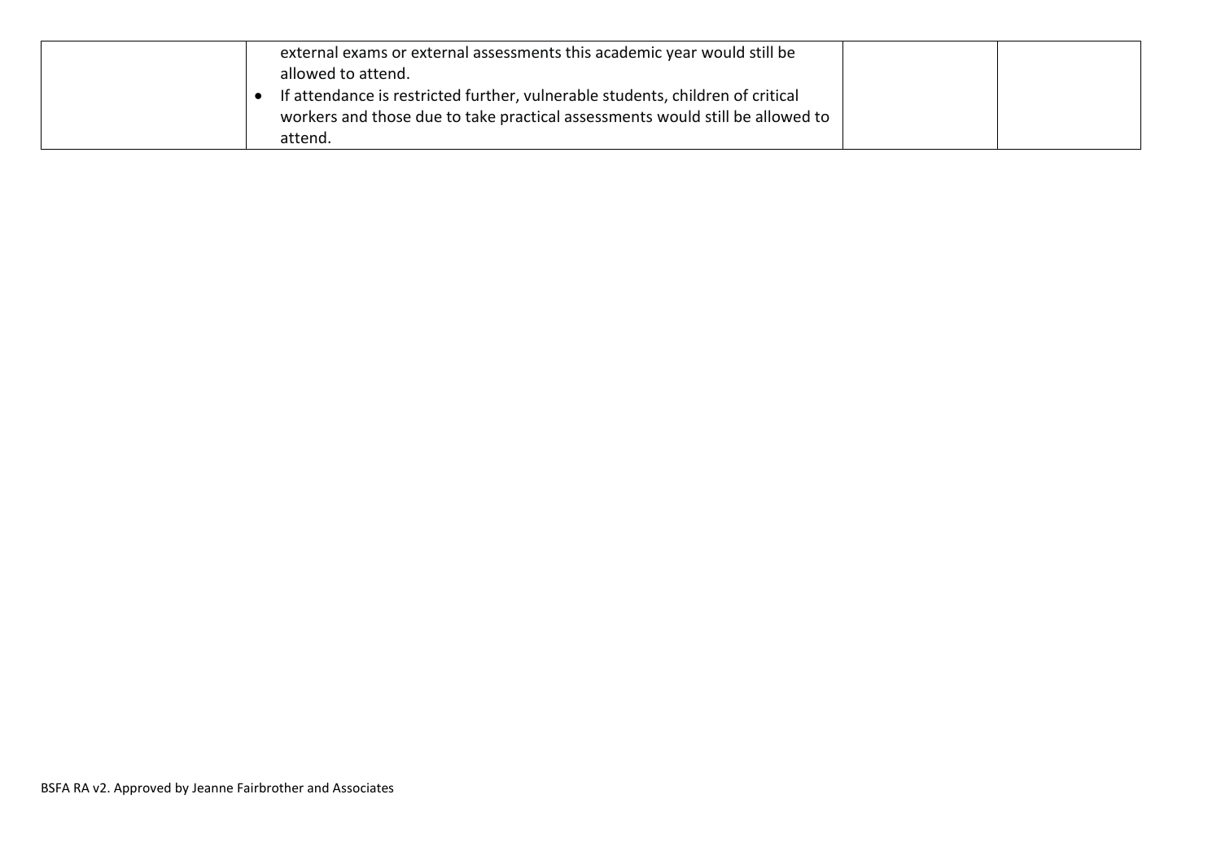| | | | |
|---|---|---|---|
| | external exams or external assessments this academic year would still be allowed to attend.<br>• If attendance is restricted further, vulnerable students, children of critical workers and those due to take practical assessments would still be allowed to attend. | | |

BSFA RA v2. Approved by Jeanne Fairbrother and Associates